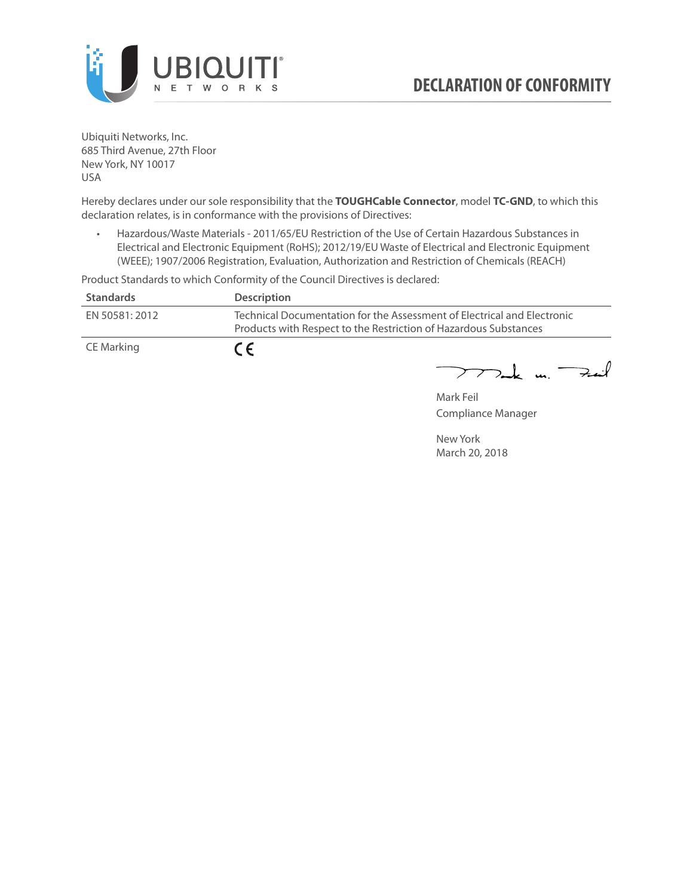# DECLARATION OF CONFORMITY

Ubiquiti Networks, Inc.
685 Third Avenue, 27th Floor
New York, NY 10017
USA

Hereby declares under our sole responsibility that the **TOUGHCable Connector**, model **TC-GND**, to which this declaration relates, is in conformance with the provisions of Directives:

- Hazardous/Waste Materials - 2011/65/EU Restriction of the Use of Certain Hazardous Substances in Electrical and Electronic Equipment (RoHS); 2012/19/EU Waste of Electrical and Electronic Equipment (WEEE); 1907/2006 Registration, Evaluation, Authorization and Restriction of Chemicals (REACH)

Product Standards to which Conformity of the Council Directives is declared:

| Standards | Description |
|---|---|
| EN 50581: 2012 | Technical Documentation for the Assessment of Electrical and Electronic Products with Respect to the Restriction of Hazardous Substances |
| CE Marking | CE |

Mark Feil
Compliance Manager

New York
March 20, 2018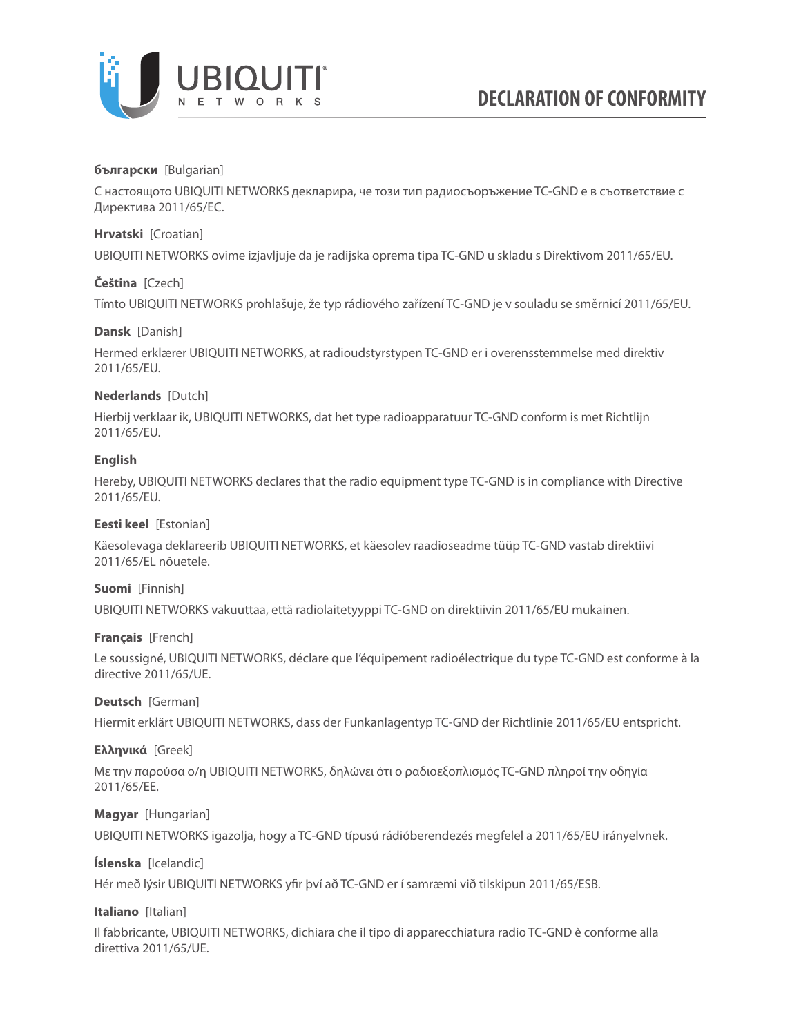# DECLARATION OF CONFORMITY

**български** [Bulgarian]

С настоящото UBIQUITI NETWORKS декларира, че този тип радиосъоръжение TC-GND е в съответствие с Директива 2011/65/ЕС.

**Hrvatski** [Croatian]

UBIQUITI NETWORKS ovime izjavljuje da je radijska oprema tipa TC-GND u skladu s Direktivom 2011/65/EU.

**Čeština** [Czech]

Tímto UBIQUITI NETWORKS prohlašuje, že typ rádiového zařízení TC-GND je v souladu se směrnicí 2011/65/EU.

**Dansk** [Danish]

Hermed erklærer UBIQUITI NETWORKS, at radioudstyrstypen TC-GND er i overensstemmelse med direktiv 2011/65/EU.

**Nederlands** [Dutch]

Hierbij verklaar ik, UBIQUITI NETWORKS, dat het type radioapparatuur TC-GND conform is met Richtlijn 2011/65/EU.

**English**

Hereby, UBIQUITI NETWORKS declares that the radio equipment type TC-GND is in compliance with Directive 2011/65/EU.

**Eesti keel** [Estonian]

Käesolevaga deklareerib UBIQUITI NETWORKS, et käesolev raadioseadme tüüp TC-GND vastab direktiivi 2011/65/EL nõuetele.

**Suomi** [Finnish]

UBIQUITI NETWORKS vakuuttaa, että radiolaitetyyppi TC-GND on direktiivin 2011/65/EU mukainen.

**Français** [French]

Le soussigné, UBIQUITI NETWORKS, déclare que l'équipement radioélectrique du type TC-GND est conforme à la directive 2011/65/UE.

**Deutsch** [German]

Hiermit erklärt UBIQUITI NETWORKS, dass der Funkanlagentyp TC-GND der Richtlinie 2011/65/EU entspricht.

**Ελληνικά** [Greek]

Με την παρούσα ο/η UBIQUITI NETWORKS, δηλώνει ότι ο ραδιοεξοπλισμός TC-GND πληροί την οδηγία 2011/65/ΕΕ.

**Magyar** [Hungarian]

UBIQUITI NETWORKS igazolja, hogy a TC-GND típusú rádióberendezés megfelel a 2011/65/EU irányelvnek.

**Íslenska** [Icelandic]

Hér með lýsir UBIQUITI NETWORKS yfir því að TC-GND er í samræmi við tilskipun 2011/65/ESB.

**Italiano** [Italian]

Il fabbricante, UBIQUITI NETWORKS, dichiara che il tipo di apparecchiatura radio TC-GND è conforme alla direttiva 2011/65/UE.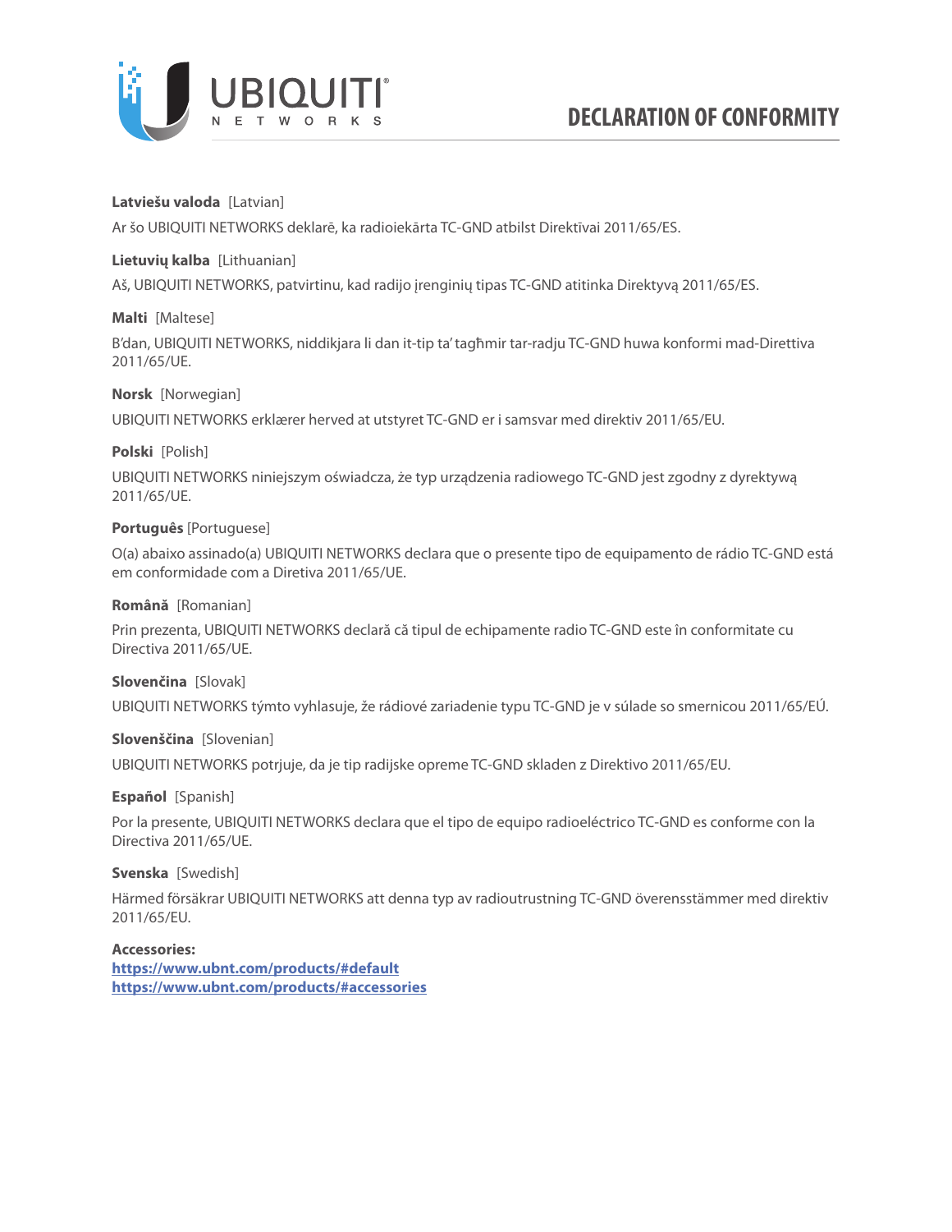**Latviešu valoda** [Latvian]

Ar šo UBIQUITI NETWORKS deklarē, ka radioiekārta TC-GND atbilst Direktīvai 2011/65/ES.

**Lietuvių kalba** [Lithuanian]

Aš, UBIQUITI NETWORKS, patvirtinu, kad radijo įrenginių tipas TC-GND atitinka Direktyvą 2011/65/ES.

**Malti** [Maltese]

B'dan, UBIQUITI NETWORKS, niddikjara li dan it-tip ta' tagħmir tar-radju TC-GND huwa konformi mad-Direttiva 2011/65/UE.

**Norsk** [Norwegian]

UBIQUITI NETWORKS erklærer herved at utstyret TC-GND er i samsvar med direktiv 2011/65/EU.

**Polski** [Polish]

UBIQUITI NETWORKS niniejszym oświadcza, że typ urządzenia radiowego TC-GND jest zgodny z dyrektywą 2011/65/UE.

**Português** [Portuguese]

O(a) abaixo assinado(a) UBIQUITI NETWORKS declara que o presente tipo de equipamento de rádio TC-GND está em conformidade com a Diretiva 2011/65/UE.

**Română** [Romanian]

Prin prezenta, UBIQUITI NETWORKS declară că tipul de echipamente radio TC-GND este în conformitate cu Directiva 2011/65/UE.

**Slovenčina** [Slovak]

UBIQUITI NETWORKS týmto vyhlasuje, že rádiové zariadenie typu TC-GND je v súlade so smernicou 2011/65/EÚ.

**Slovenščina** [Slovenian]

UBIQUITI NETWORKS potrjuje, da je tip radijske opreme TC-GND skladen z Direktivo 2011/65/EU.

**Español** [Spanish]

Por la presente, UBIQUITI NETWORKS declara que el tipo de equipo radioeléctrico TC-GND es conforme con la Directiva 2011/65/UE.

**Svenska** [Swedish]

Härmed försäkrar UBIQUITI NETWORKS att denna typ av radioutrustning TC-GND överensstämmer med direktiv 2011/65/EU.

**Accessories:**
**https://www.ubnt.com/products/#default**
**https://www.ubnt.com/products/#accessories**